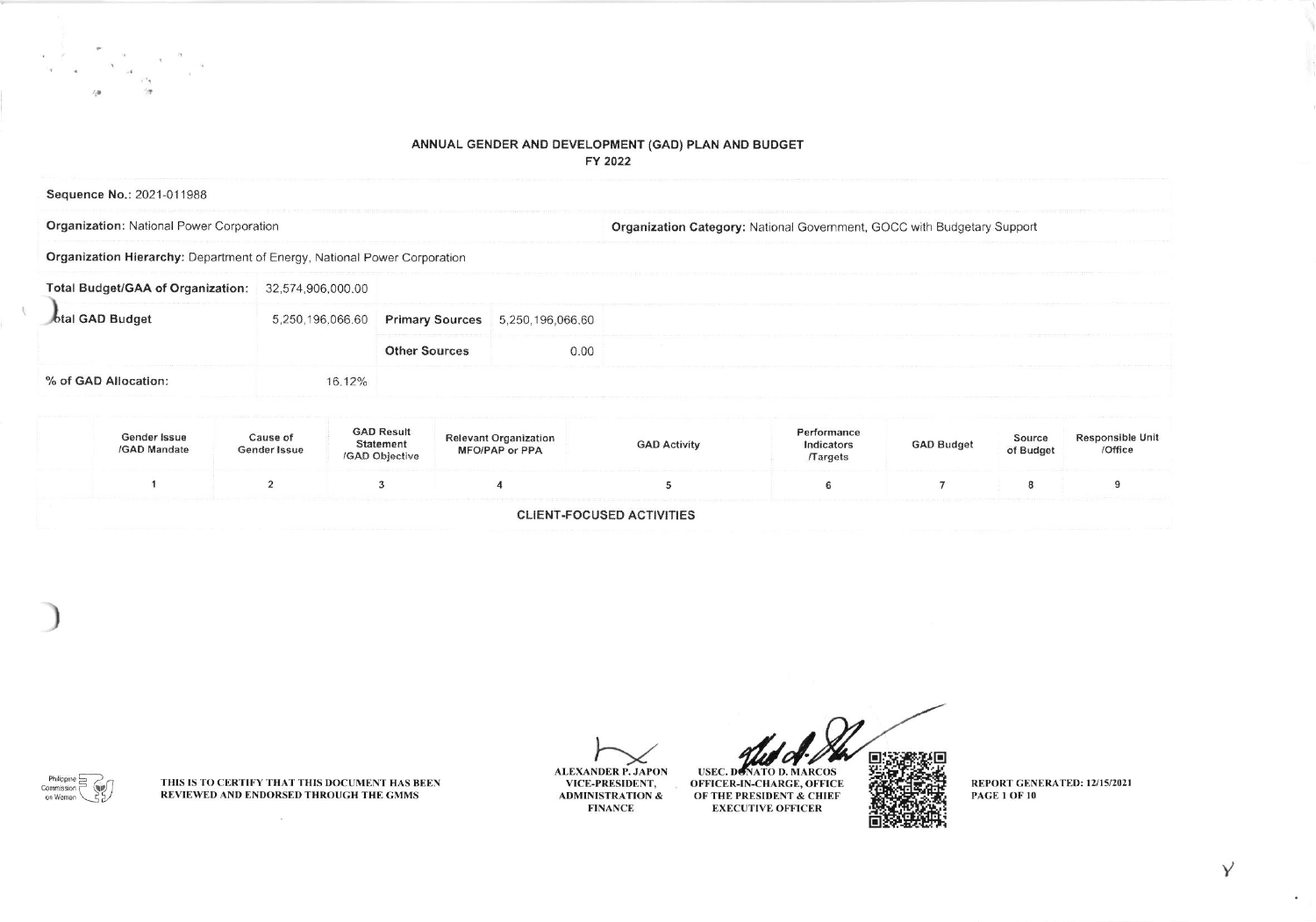# ANNUAL GENDER AND DEVELOPMENT (GAD) PLAN AND BUDGET

## FY 2022

**Sequence No.:** 2021-011988

**Organization:** National Power Corporation

**Organization Category:** National Government, GOCC with Budgetary Support

**Organization Hierarchy:** Department of Energy, National Power Corporation

| **Total Budget/GAA of Organization:** | 32,574,906,000.00 | | |
|---|---|---|---|
| **Total GAD Budget** | 5,250,196,066.60 | **Primary Sources** | 5,250,196,066.60 |
| | | **Other Sources** | 0.00 |
| **% of GAD Allocation:** | 16.12% | | |

| Gender Issue /GAD Mandate | Cause of Gender Issue | GAD Result Statement /GAD Objective | Relevant Organization MFO/PAP or PPA | GAD Activity | Performance Indicators /Targets | GAD Budget | Source of Budget | Responsible Unit /Office |
|---|---|---|---|---|---|---|---|---|
| 1 | 2 | 3 | 4 | 5 | 6 | 7 | 8 | 9 |
| **CLIENT-FOCUSED ACTIVITIES** | | | | | | | | |

THIS IS TO CERTIFY THAT THIS DOCUMENT HAS BEEN REVIEWED AND ENDORSED THROUGH THE GMMS

**ALEXANDER P. JAPON**
VICE-PRESIDENT, ADMINISTRATION & FINANCE

**USEC. DONATO D. MARCOS**
OFFICER-IN-CHARGE, OFFICE OF THE PRESIDENT & CHIEF EXECUTIVE OFFICER

REPORT GENERATED: 12/15/2021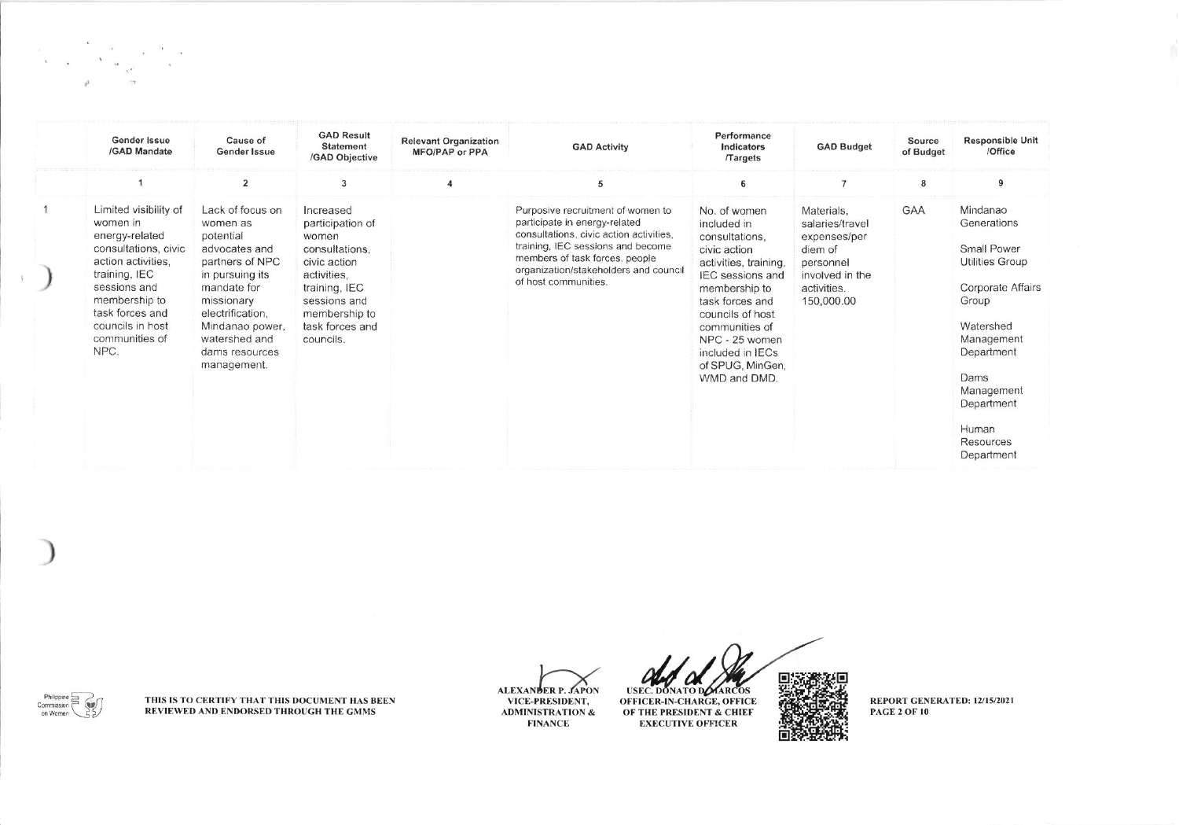| | Gender Issue /GAD Mandate | Cause of Gender Issue | GAD Result Statement /GAD Objective | Relevant Organization MFO/PAP or PPA | GAD Activity | Performance Indicators /Targets | GAD Budget | Source of Budget | Responsible Unit /Office |
|---|---|---|---|---|---|---|---|---|---|
| | 1 | 2 | 3 | 4 | 5 | 6 | 7 | 8 | 9 |
| 1 | Limited visibility of women in energy-related consultations, civic action activities, training, IEC sessions and membership to task forces and councils in host communities of NPC. | Lack of focus on women as potential advocates and partners of NPC in pursuing its mandate for missionary electrification, Mindanao power, watershed and dams resources management. | Increased participation of women consultations, civic action activities, training, IEC sessions and membership to task forces and councils. | | Purposive recruitment of women to participate in energy-related consultations, civic action activities, training, IEC sessions and become members of task forces, people organization/stakeholders and council of host communities. | No. of women included in consultations, civic action activities, training, IEC sessions and membership to task forces and councils of host communities of NPC - 25 women included in IECs of SPUG, MinGen, WMD and DMD. | Materials, salaries/travel expenses/per diem of personnel involved in the activities. 150,000.00 | GAA | Mindanao Generations<br><br>Small Power Utilities Group<br><br>Corporate Affairs Group<br><br>Watershed Management Department<br><br>Dams Management Department<br><br>Human Resources Department |

THIS IS TO CERTIFY THAT THIS DOCUMENT HAS BEEN REVIEWED AND ENDORSED THROUGH THE GMMS

ALEXANDER P. JAPON
VICE-PRESIDENT, ADMINISTRATION & FINANCE

USEC. DONATO D. MARCOS
OFFICER-IN-CHARGE, OFFICE OF THE PRESIDENT & CHIEF EXECUTIVE OFFICER

REPORT GENERATED: 12/15/2021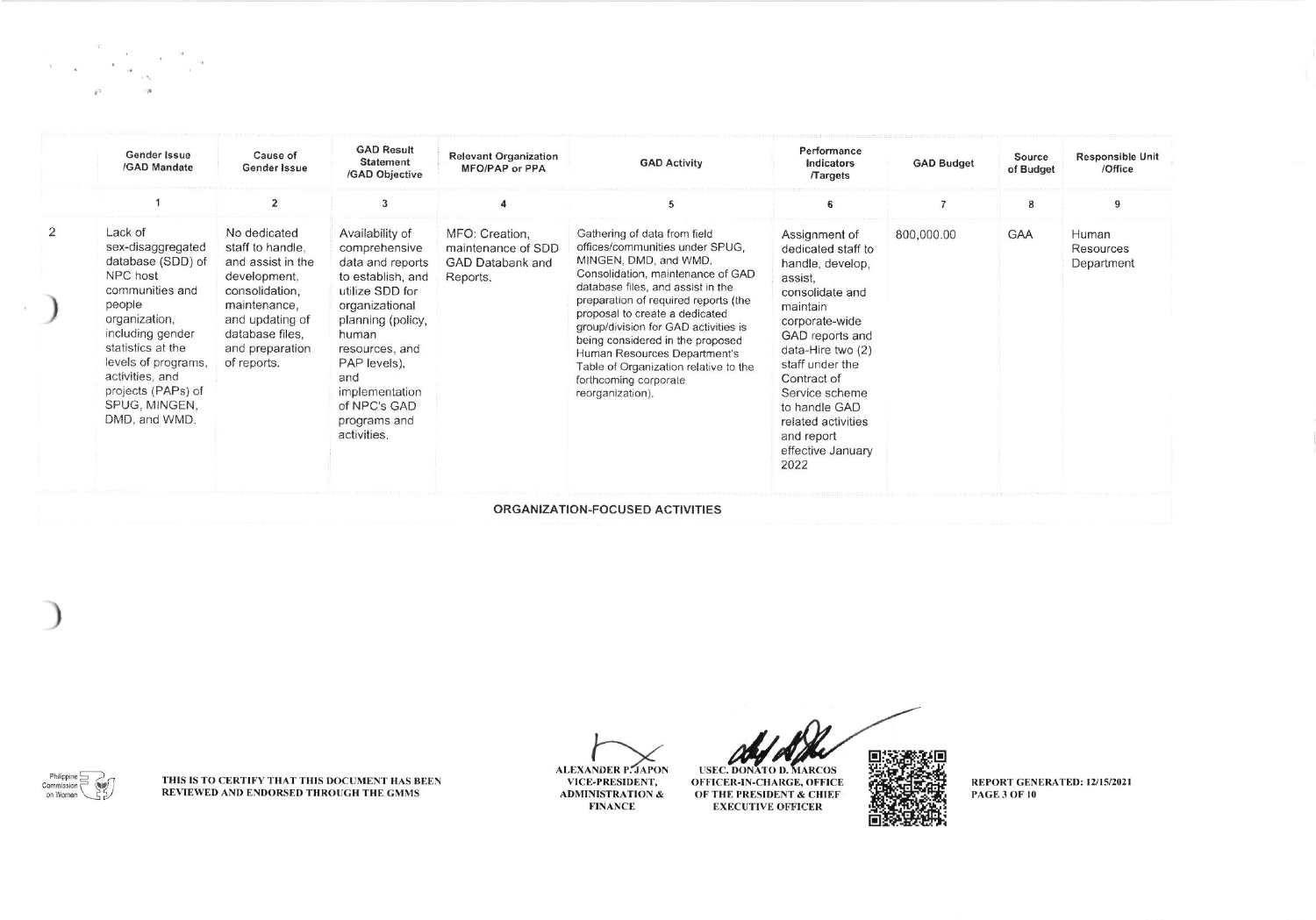| | Gender Issue /GAD Mandate | Cause of Gender Issue | GAD Result Statement /GAD Objective | Relevant Organization MFO/PAP or PPA | GAD Activity | Performance Indicators /Targets | GAD Budget | Source of Budget | Responsible Unit /Office |
|---|---|---|---|---|---|---|---|---|---|
| | 1 | 2 | 3 | 4 | 5 | 6 | 7 | 8 | 9 |
| 2 | Lack of sex-disaggregated database (SDD) of NPC host communities and people organization, including gender statistics at the levels of programs, activities, and projects (PAPs) of SPUG, MINGEN, DMD, and WMD. | No dedicated staff to handle, and assist in the development, consolidation, maintenance, and updating of database files, and preparation of reports. | Availability of comprehensive data and reports to establish, and utilize SDD for organizational planning (policy, human resources, and PAP levels), and implementation of NPC's GAD programs and activities. | MFO: Creation, maintenance of SDD GAD Databank and Reports. | Gathering of data from field offices/communities under SPUG, MINGEN, DMD, and WMD. Consolidation, maintenance of GAD database files, and assist in the preparation of required reports (the proposal to create a dedicated group/division for GAD activities is being considered in the proposed Human Resources Department's Table of Organization relative to the forthcoming corporate reorganization). | Assignment of dedicated staff to handle, develop, assist, consolidate and maintain corporate-wide GAD reports and data-Hire two (2) staff under the Contract of Service scheme to handle GAD related activities and report effective January 2022 | 800,000.00 | GAA | Human Resources Department |

**ORGANIZATION-FOCUSED ACTIVITIES**

THIS IS TO CERTIFY THAT THIS DOCUMENT HAS BEEN REVIEWED AND ENDORSED THROUGH THE GMMS

ALEXANDER P. JAPON
VICE-PRESIDENT, ADMINISTRATION & FINANCE

USEC. DONATO D. MARCOS
OFFICER-IN-CHARGE, OFFICE OF THE PRESIDENT & CHIEF EXECUTIVE OFFICER

REPORT GENERATED: 12/15/2021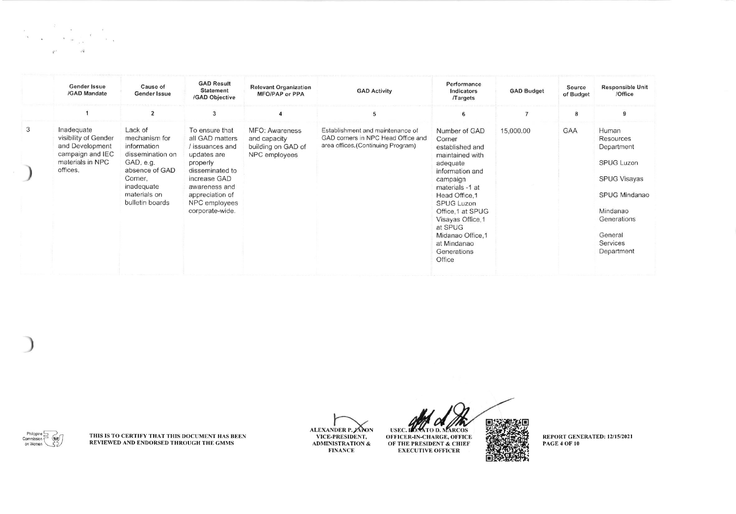| | Gender Issue /GAD Mandate | Cause of Gender Issue | GAD Result Statement /GAD Objective | Relevant Organization MFO/PAP or PPA | GAD Activity | Performance Indicators /Targets | GAD Budget | Source of Budget | Responsible Unit /Office |
|---|---|---|---|---|---|---|---|---|---|
| | 1 | 2 | 3 | 4 | 5 | 6 | 7 | 8 | 9 |
| 3 | Inadequate visibility of Gender and Development campaign and IEC materials in NPC offices. | Lack of mechanism for information dissemination on GAD, e.g. absence of GAD Corner, inadequate materials on bulletin boards | To ensure that all GAD matters / issuances and updates are properly disseminated to increase GAD awareness and appreciation of NPC employees corporate-wide. | MFO: Awareness and capacity building on GAD of NPC employees | Establishment and maintenance of GAD corners in NPC Head Office and area offices.(Continuing Program) | Number of GAD Corner established and maintained with adequate information and campaign materials -1 at Head Office,1 SPUG Luzon Office,1 at SPUG Visayas Office,1 at SPUG Midanao Office,1 at Mindanao Generations Office | 15,000.00 | GAA | Human Resources Department<br><br>SPUG Luzon<br><br>SPUG Visayas<br><br>SPUG Mindanao<br><br>Mindanao Generations<br><br>General Services Department |

THIS IS TO CERTIFY THAT THIS DOCUMENT HAS BEEN REVIEWED AND ENDORSED THROUGH THE GMMS

ALEXANDER P. FAJON
VICE-PRESIDENT, ADMINISTRATION & FINANCE

USEC. DONATO D. MARCOS
OFFICER-IN-CHARGE, OFFICE OF THE PRESIDENT & CHIEF EXECUTIVE OFFICER

REPORT GENERATED: 12/15/2021